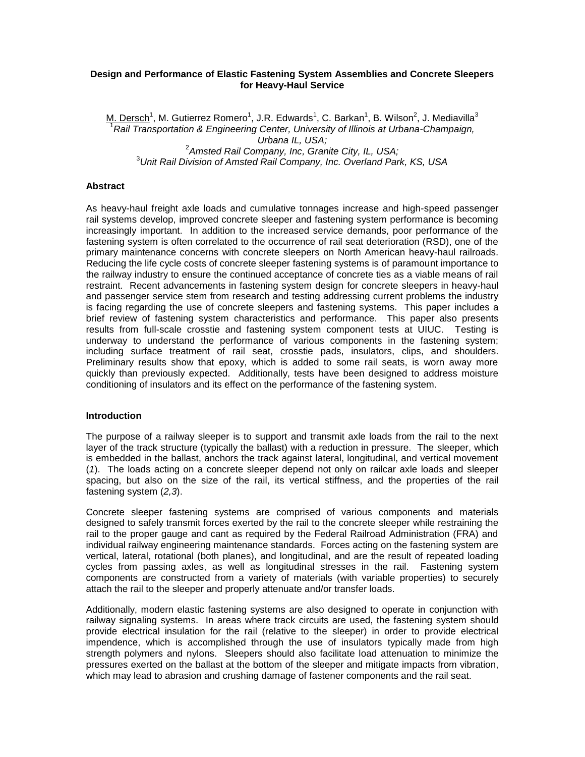# Design and Performance of Elastic Fastening System Assemblies and Concrete Sleepers for Heavy-Haul Service

M. Dersch[1], M. Gutierrez Romero[1], J.R. Edwards[1], C. Barkan[1], B. Wilson[2], J. Mediavilla[3]

[1]*Rail Transportation & Engineering Center, University of Illinois at Urbana-Champaign, Urbana IL, USA;*

[2]*Amsted Rail Company, Inc, Granite City, IL, USA;*

[3]*Unit Rail Division of Amsted Rail Company, Inc. Overland Park, KS, USA*

## Abstract

As heavy-haul freight axle loads and cumulative tonnages increase and high-speed passenger rail systems develop, improved concrete sleeper and fastening system performance is becoming increasingly important. In addition to the increased service demands, poor performance of the fastening system is often correlated to the occurrence of rail seat deterioration (RSD), one of the primary maintenance concerns with concrete sleepers on North American heavy-haul railroads. Reducing the life cycle costs of concrete sleeper fastening systems is of paramount importance to the railway industry to ensure the continued acceptance of concrete ties as a viable means of rail restraint. Recent advancements in fastening system design for concrete sleepers in heavy-haul and passenger service stem from research and testing addressing current problems the industry is facing regarding the use of concrete sleepers and fastening systems. This paper includes a brief review of fastening system characteristics and performance. This paper also presents results from full-scale crosstie and fastening system component tests at UIUC. Testing is underway to understand the performance of various components in the fastening system; including surface treatment of rail seat, crosstie pads, insulators, clips, and shoulders. Preliminary results show that epoxy, which is added to some rail seats, is worn away more quickly than previously expected. Additionally, tests have been designed to address moisture conditioning of insulators and its effect on the performance of the fastening system.

## Introduction

The purpose of a railway sleeper is to support and transmit axle loads from the rail to the next layer of the track structure (typically the ballast) with a reduction in pressure. The sleeper, which is embedded in the ballast, anchors the track against lateral, longitudinal, and vertical movement (*1*). The loads acting on a concrete sleeper depend not only on railcar axle loads and sleeper spacing, but also on the size of the rail, its vertical stiffness, and the properties of the rail fastening system (*2,3*).

Concrete sleeper fastening systems are comprised of various components and materials designed to safely transmit forces exerted by the rail to the concrete sleeper while restraining the rail to the proper gauge and cant as required by the Federal Railroad Administration (FRA) and individual railway engineering maintenance standards. Forces acting on the fastening system are vertical, lateral, rotational (both planes), and longitudinal, and are the result of repeated loading cycles from passing axles, as well as longitudinal stresses in the rail. Fastening system components are constructed from a variety of materials (with variable properties) to securely attach the rail to the sleeper and properly attenuate and/or transfer loads.

Additionally, modern elastic fastening systems are also designed to operate in conjunction with railway signaling systems. In areas where track circuits are used, the fastening system should provide electrical insulation for the rail (relative to the sleeper) in order to provide electrical impendence, which is accomplished through the use of insulators typically made from high strength polymers and nylons. Sleepers should also facilitate load attenuation to minimize the pressures exerted on the ballast at the bottom of the sleeper and mitigate impacts from vibration, which may lead to abrasion and crushing damage of fastener components and the rail seat.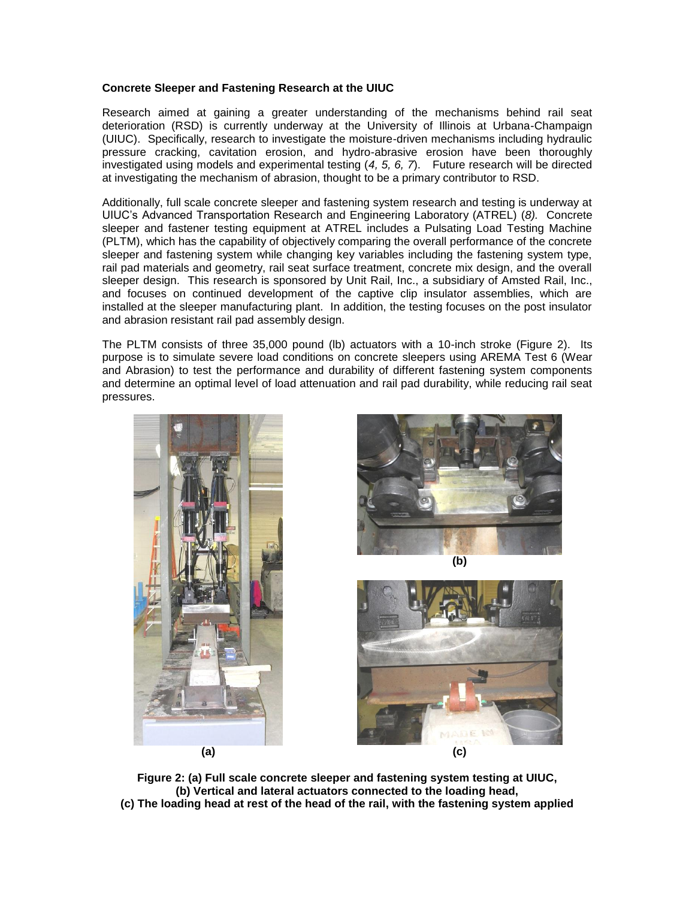**Concrete Sleeper and Fastening Research at the UIUC**

Research aimed at gaining a greater understanding of the mechanisms behind rail seat deterioration (RSD) is currently underway at the University of Illinois at Urbana-Champaign (UIUC). Specifically, research to investigate the moisture-driven mechanisms including hydraulic pressure cracking, cavitation erosion, and hydro-abrasive erosion have been thoroughly investigated using models and experimental testing (*4, 5, 6, 7*). Future research will be directed at investigating the mechanism of abrasion, thought to be a primary contributor to RSD.

Additionally, full scale concrete sleeper and fastening system research and testing is underway at UIUC's Advanced Transportation Research and Engineering Laboratory (ATREL) (*8).* Concrete sleeper and fastener testing equipment at ATREL includes a Pulsating Load Testing Machine (PLTM), which has the capability of objectively comparing the overall performance of the concrete sleeper and fastening system while changing key variables including the fastening system type, rail pad materials and geometry, rail seat surface treatment, concrete mix design, and the overall sleeper design. This research is sponsored by Unit Rail, Inc., a subsidiary of Amsted Rail, Inc., and focuses on continued development of the captive clip insulator assemblies, which are installed at the sleeper manufacturing plant. In addition, the testing focuses on the post insulator and abrasion resistant rail pad assembly design.

The PLTM consists of three 35,000 pound (lb) actuators with a 10-inch stroke (Figure 2). Its purpose is to simulate severe load conditions on concrete sleepers using AREMA Test 6 (Wear and Abrasion) to test the performance and durability of different fastening system components and determine an optimal level of load attenuation and rail pad durability, while reducing rail seat pressures.

**(a)** **(b)** **(c)**

**Figure 2: (a) Full scale concrete sleeper and fastening system testing at UIUC, (b) Vertical and lateral actuators connected to the loading head, (c) The loading head at rest of the head of the rail, with the fastening system applied**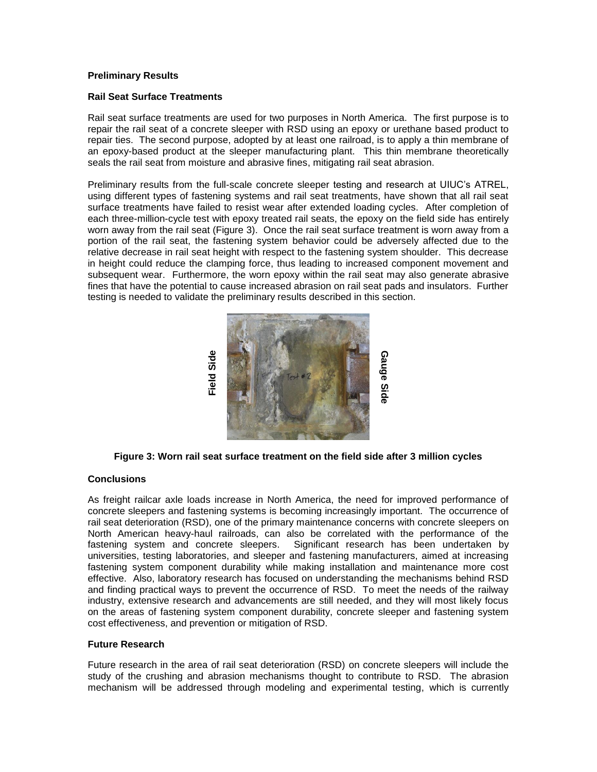**Preliminary Results**

**Rail Seat Surface Treatments**

Rail seat surface treatments are used for two purposes in North America. The first purpose is to repair the rail seat of a concrete sleeper with RSD using an epoxy or urethane based product to repair ties. The second purpose, adopted by at least one railroad, is to apply a thin membrane of an epoxy-based product at the sleeper manufacturing plant. This thin membrane theoretically seals the rail seat from moisture and abrasive fines, mitigating rail seat abrasion.

Preliminary results from the full-scale concrete sleeper testing and research at UIUC's ATREL, using different types of fastening systems and rail seat treatments, have shown that all rail seat surface treatments have failed to resist wear after extended loading cycles. After completion of each three-million-cycle test with epoxy treated rail seats, the epoxy on the field side has entirely worn away from the rail seat (Figure 3). Once the rail seat surface treatment is worn away from a portion of the rail seat, the fastening system behavior could be adversely affected due to the relative decrease in rail seat height with respect to the fastening system shoulder. This decrease in height could reduce the clamping force, thus leading to increased component movement and subsequent wear. Furthermore, the worn epoxy within the rail seat may also generate abrasive fines that have the potential to cause increased abrasion on rail seat pads and insulators. Further testing is needed to validate the preliminary results described in this section.

**Figure 3: Worn rail seat surface treatment on the field side after 3 million cycles**

**Conclusions**

As freight railcar axle loads increase in North America, the need for improved performance of concrete sleepers and fastening systems is becoming increasingly important. The occurrence of rail seat deterioration (RSD), one of the primary maintenance concerns with concrete sleepers on North American heavy-haul railroads, can also be correlated with the performance of the fastening system and concrete sleepers. Significant research has been undertaken by universities, testing laboratories, and sleeper and fastening manufacturers, aimed at increasing fastening system component durability while making installation and maintenance more cost effective. Also, laboratory research has focused on understanding the mechanisms behind RSD and finding practical ways to prevent the occurrence of RSD. To meet the needs of the railway industry, extensive research and advancements are still needed, and they will most likely focus on the areas of fastening system component durability, concrete sleeper and fastening system cost effectiveness, and prevention or mitigation of RSD.

**Future Research**

Future research in the area of rail seat deterioration (RSD) on concrete sleepers will include the study of the crushing and abrasion mechanisms thought to contribute to RSD. The abrasion mechanism will be addressed through modeling and experimental testing, which is currently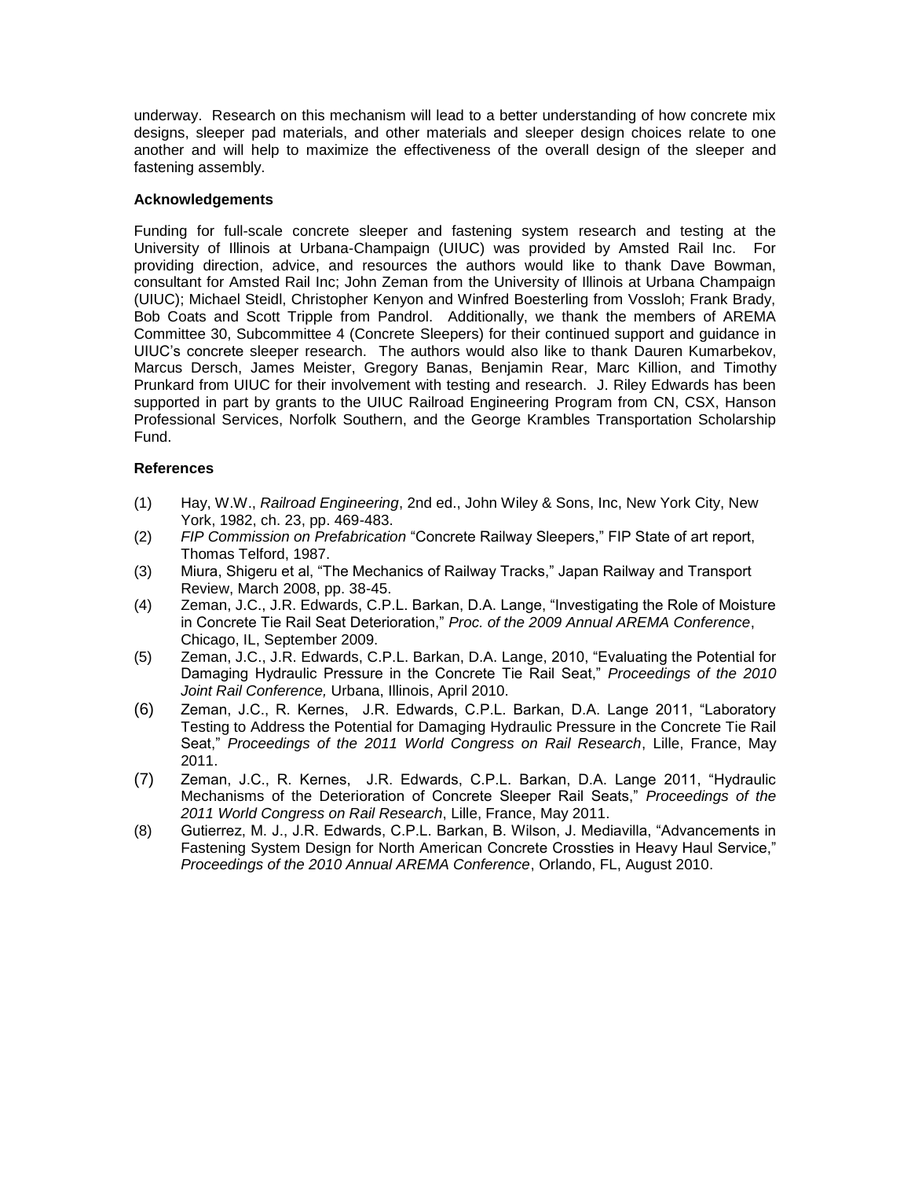underway. Research on this mechanism will lead to a better understanding of how concrete mix designs, sleeper pad materials, and other materials and sleeper design choices relate to one another and will help to maximize the effectiveness of the overall design of the sleeper and fastening assembly.

**Acknowledgements**

Funding for full-scale concrete sleeper and fastening system research and testing at the University of Illinois at Urbana-Champaign (UIUC) was provided by Amsted Rail Inc. For providing direction, advice, and resources the authors would like to thank Dave Bowman, consultant for Amsted Rail Inc; John Zeman from the University of Illinois at Urbana Champaign (UIUC); Michael Steidl, Christopher Kenyon and Winfred Boesterling from Vossloh; Frank Brady, Bob Coats and Scott Tripple from Pandrol. Additionally, we thank the members of AREMA Committee 30, Subcommittee 4 (Concrete Sleepers) for their continued support and guidance in UIUC's concrete sleeper research. The authors would also like to thank Dauren Kumarbekov, Marcus Dersch, James Meister, Gregory Banas, Benjamin Rear, Marc Killion, and Timothy Prunkard from UIUC for their involvement with testing and research. J. Riley Edwards has been supported in part by grants to the UIUC Railroad Engineering Program from CN, CSX, Hanson Professional Services, Norfolk Southern, and the George Krambles Transportation Scholarship Fund.

**References**

(1) Hay, W.W., *Railroad Engineering*, 2nd ed., John Wiley & Sons, Inc, New York City, New York, 1982, ch. 23, pp. 469-483.

(2) *FIP Commission on Prefabrication* "Concrete Railway Sleepers," FIP State of art report, Thomas Telford, 1987.

(3) Miura, Shigeru et al, "The Mechanics of Railway Tracks," Japan Railway and Transport Review, March 2008, pp. 38-45.

(4) Zeman, J.C., J.R. Edwards, C.P.L. Barkan, D.A. Lange, "Investigating the Role of Moisture in Concrete Tie Rail Seat Deterioration," *Proc. of the 2009 Annual AREMA Conference*, Chicago, IL, September 2009.

(5) Zeman, J.C., J.R. Edwards, C.P.L. Barkan, D.A. Lange, 2010, "Evaluating the Potential for Damaging Hydraulic Pressure in the Concrete Tie Rail Seat," *Proceedings of the 2010 Joint Rail Conference,* Urbana, Illinois, April 2010.

(6) Zeman, J.C., R. Kernes, J.R. Edwards, C.P.L. Barkan, D.A. Lange 2011, "Laboratory Testing to Address the Potential for Damaging Hydraulic Pressure in the Concrete Tie Rail Seat," *Proceedings of the 2011 World Congress on Rail Research*, Lille, France, May 2011.

(7) Zeman, J.C., R. Kernes, J.R. Edwards, C.P.L. Barkan, D.A. Lange 2011, "Hydraulic Mechanisms of the Deterioration of Concrete Sleeper Rail Seats," *Proceedings of the 2011 World Congress on Rail Research*, Lille, France, May 2011.

(8) Gutierrez, M. J., J.R. Edwards, C.P.L. Barkan, B. Wilson, J. Mediavilla, "Advancements in Fastening System Design for North American Concrete Crossties in Heavy Haul Service," *Proceedings of the 2010 Annual AREMA Conference*, Orlando, FL, August 2010.